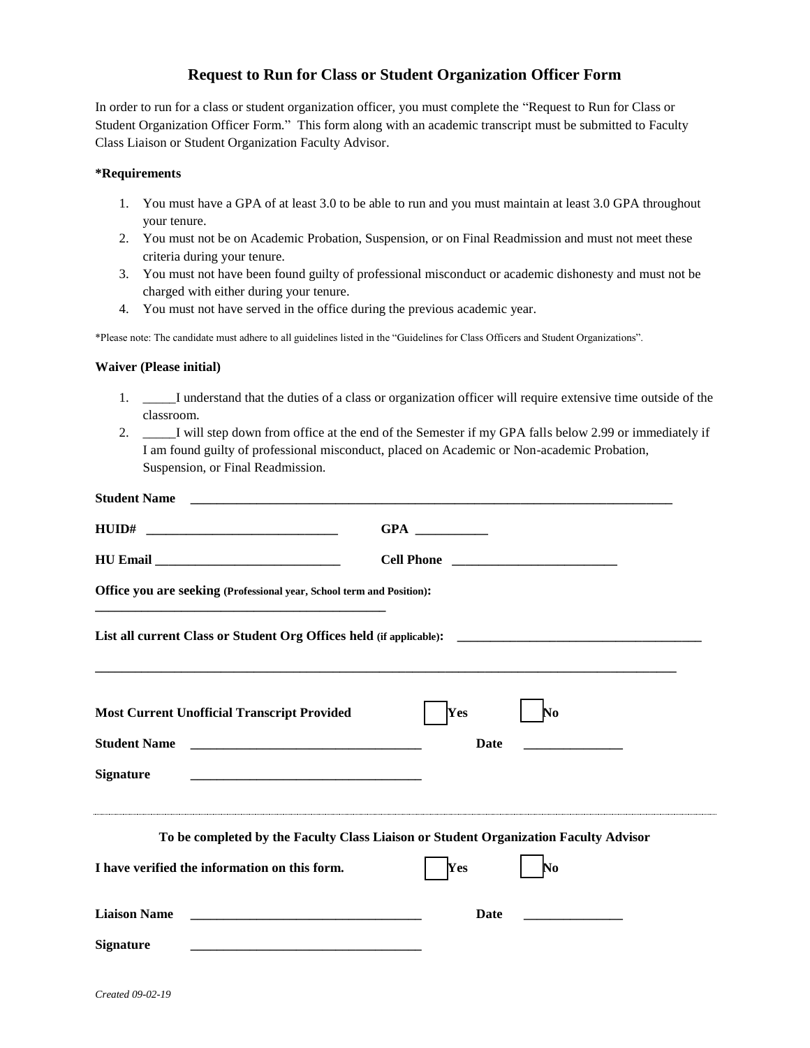# Request to Run for Class or Student Organization Officer Form

In order to run for a class or student organization officer, you must complete the "Request to Run for Class or Student Organization Officer Form." This form along with an academic transcript must be submitted to Faculty Class Liaison or Student Organization Faculty Advisor.

**\*Requirements**

1. You must have a GPA of at least 3.0 to be able to run and you must maintain at least 3.0 GPA throughout your tenure.
2. You must not be on Academic Probation, Suspension, or on Final Readmission and must not meet these criteria during your tenure.
3. You must not have been found guilty of professional misconduct or academic dishonesty and must not be charged with either during your tenure.
4. You must not have served in the office during the previous academic year.

*Please note: The candidate must adhere to all guidelines listed in the "Guidelines for Class Officers and Student Organizations".

**Waiver (Please initial)**

1. _____I understand that the duties of a class or organization officer will require extensive time outside of the classroom.
2. _____I will step down from office at the end of the Semester if my GPA falls below 2.99 or immediately if I am found guilty of professional misconduct, placed on Academic or Non-academic Probation, Suspension, or Final Readmission.

**Student Name** ______________________________________________

**HUID#** ____________________________ **GPA** ___________

**HU Email** ____________________________ **Cell Phone** _________________________

**Office you are seeking (Professional year, School term and Position):** ______________________________________________

**List all current Class or Student Org Offices held (if applicable):** ______________________________________________

______________________________________________

**Most Current Unofficial Transcript Provided** ☐ **Yes** ☐ **No**

**Student Name** ___________________________________ **Date** _______________

**Signature** ___________________________________

---

**To be completed by the Faculty Class Liaison or Student Organization Faculty Advisor**

**I have verified the information on this form.** ☐ **Yes** ☐ **No**

**Liaison Name** ___________________________________ **Date** _______________

**Signature** ___________________________________

*Created 09-02-19*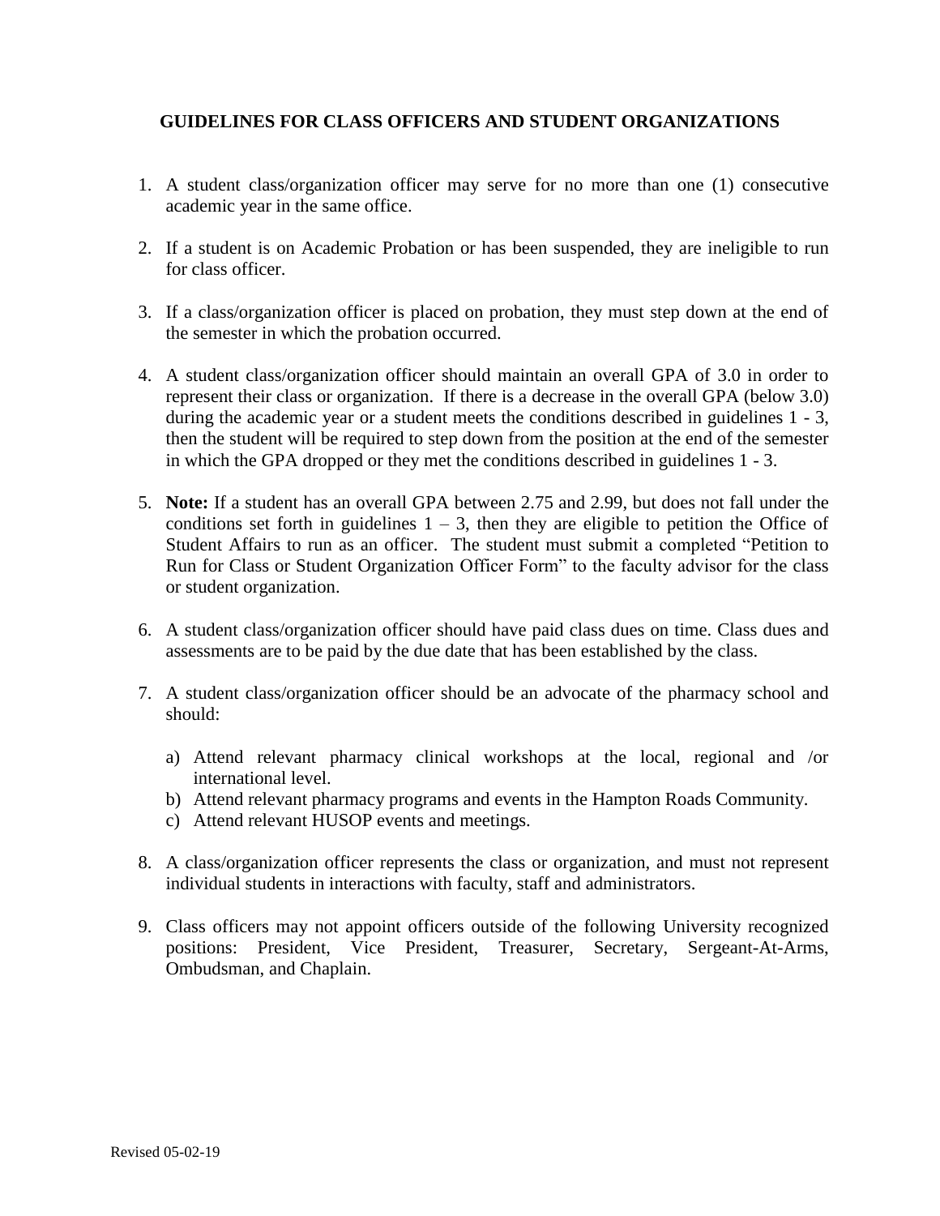## GUIDELINES FOR CLASS OFFICERS AND STUDENT ORGANIZATIONS

1. A student class/organization officer may serve for no more than one (1) consecutive academic year in the same office.

2. If a student is on Academic Probation or has been suspended, they are ineligible to run for class officer.

3. If a class/organization officer is placed on probation, they must step down at the end of the semester in which the probation occurred.

4. A student class/organization officer should maintain an overall GPA of 3.0 in order to represent their class or organization. If there is a decrease in the overall GPA (below 3.0) during the academic year or a student meets the conditions described in guidelines 1 - 3, then the student will be required to step down from the position at the end of the semester in which the GPA dropped or they met the conditions described in guidelines 1 - 3.

5. **Note:** If a student has an overall GPA between 2.75 and 2.99, but does not fall under the conditions set forth in guidelines 1 – 3, then they are eligible to petition the Office of Student Affairs to run as an officer. The student must submit a completed "Petition to Run for Class or Student Organization Officer Form" to the faculty advisor for the class or student organization.

6. A student class/organization officer should have paid class dues on time. Class dues and assessments are to be paid by the due date that has been established by the class.

7. A student class/organization officer should be an advocate of the pharmacy school and should:

   a) Attend relevant pharmacy clinical workshops at the local, regional and /or international level.
   b) Attend relevant pharmacy programs and events in the Hampton Roads Community.
   c) Attend relevant HUSOP events and meetings.

8. A class/organization officer represents the class or organization, and must not represent individual students in interactions with faculty, staff and administrators.

9. Class officers may not appoint officers outside of the following University recognized positions: President, Vice President, Treasurer, Secretary, Sergeant-At-Arms, Ombudsman, and Chaplain.

Revised 05-02-19